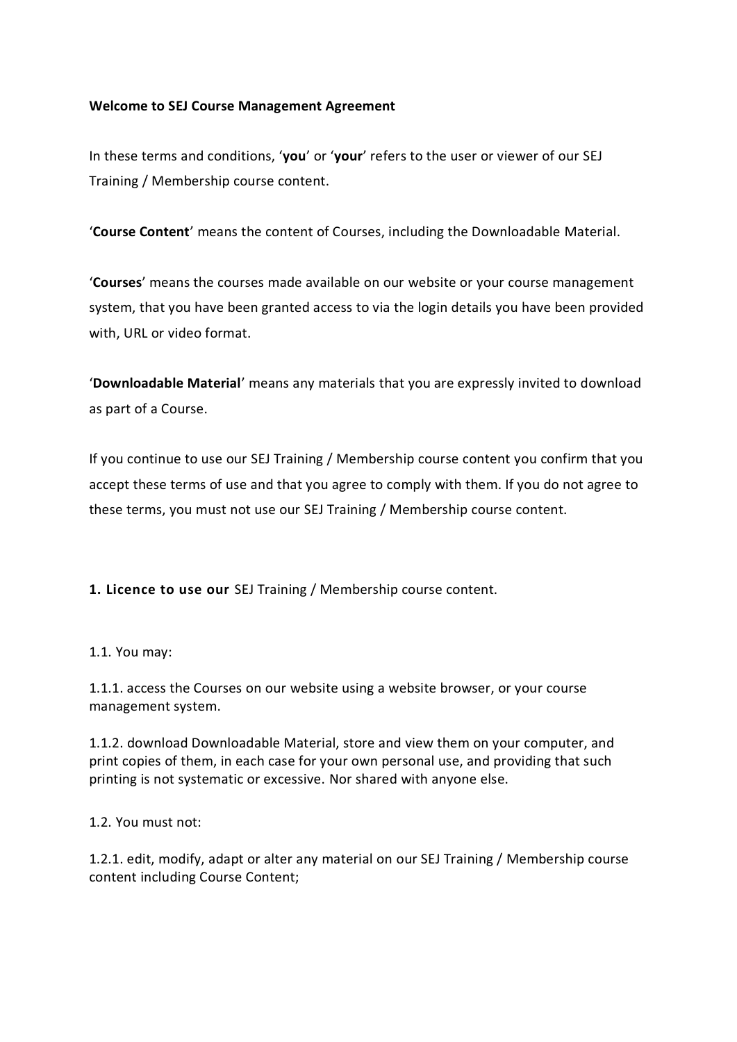**Welcome to SEJ Course Management Agreement**

In these terms and conditions, '**you**' or '**your**' refers to the user or viewer of our SEJ Training / Membership course content.

'**Course Content**' means the content of Courses, including the Downloadable Material.

'**Courses**' means the courses made available on our website or your course management system, that you have been granted access to via the login details you have been provided with, URL or video format.

'**Downloadable Material**' means any materials that you are expressly invited to download as part of a Course.

If you continue to use our SEJ Training / Membership course content you confirm that you accept these terms of use and that you agree to comply with them. If you do not agree to these terms, you must not use our SEJ Training / Membership course content.

**1. Licence to use our** SEJ Training / Membership course content.

1.1. You may:

1.1.1. access the Courses on our website using a website browser, or your course management system.

1.1.2. download Downloadable Material, store and view them on your computer, and print copies of them, in each case for your own personal use, and providing that such printing is not systematic or excessive. Nor shared with anyone else.

1.2. You must not:

1.2.1. edit, modify, adapt or alter any material on our SEJ Training / Membership course content including Course Content;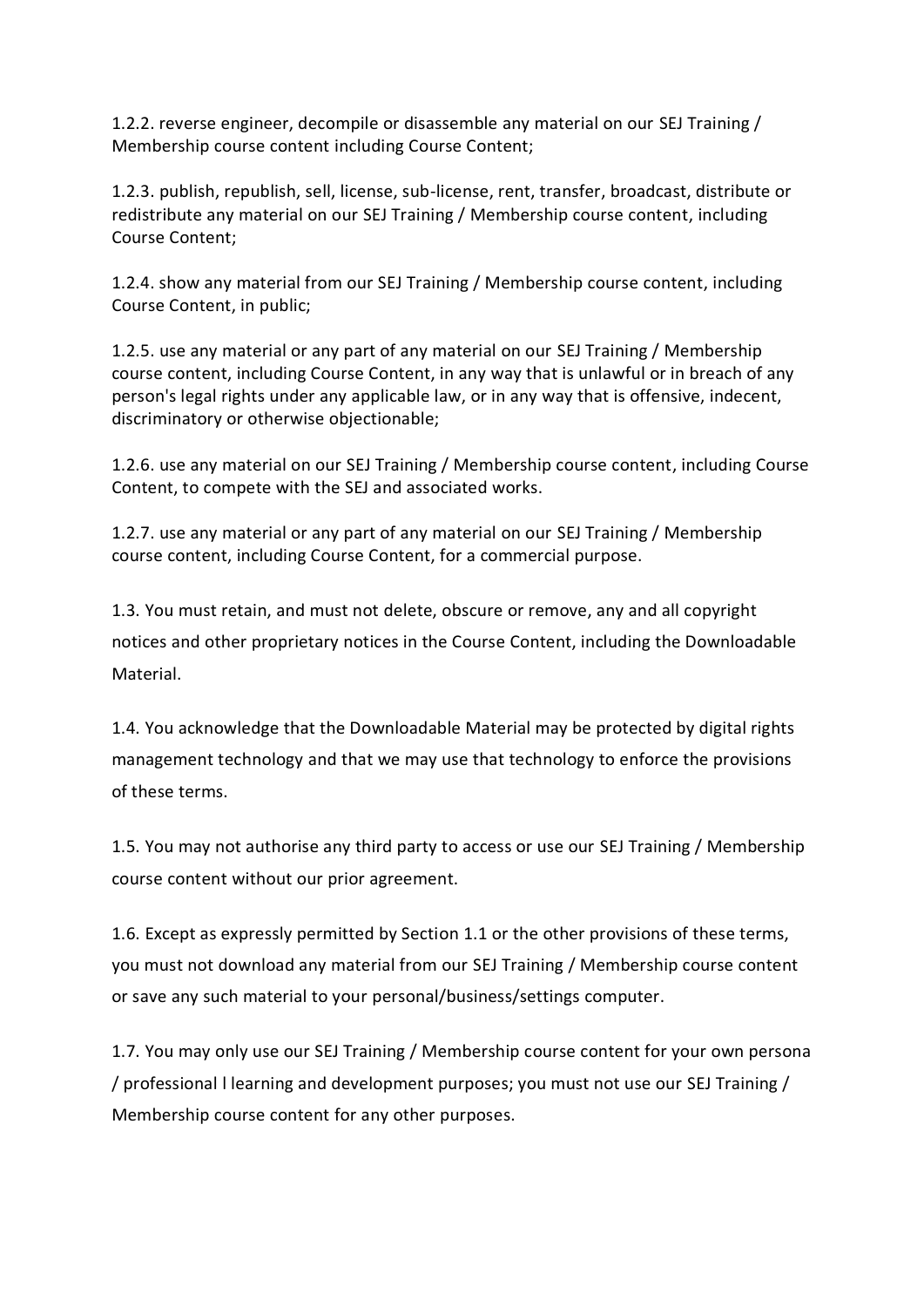1.2.2. reverse engineer, decompile or disassemble any material on our SEJ Training / Membership course content including Course Content;

1.2.3. publish, republish, sell, license, sub-license, rent, transfer, broadcast, distribute or redistribute any material on our SEJ Training / Membership course content, including Course Content;

1.2.4. show any material from our SEJ Training / Membership course content, including Course Content, in public;

1.2.5. use any material or any part of any material on our SEJ Training / Membership course content, including Course Content, in any way that is unlawful or in breach of any person's legal rights under any applicable law, or in any way that is offensive, indecent, discriminatory or otherwise objectionable;

1.2.6. use any material on our SEJ Training / Membership course content, including Course Content, to compete with the SEJ and associated works.

1.2.7. use any material or any part of any material on our SEJ Training / Membership course content, including Course Content, for a commercial purpose.

1.3. You must retain, and must not delete, obscure or remove, any and all copyright notices and other proprietary notices in the Course Content, including the Downloadable Material.

1.4. You acknowledge that the Downloadable Material may be protected by digital rights management technology and that we may use that technology to enforce the provisions of these terms.

1.5. You may not authorise any third party to access or use our SEJ Training / Membership course content without our prior agreement.

1.6. Except as expressly permitted by Section 1.1 or the other provisions of these terms, you must not download any material from our SEJ Training / Membership course content or save any such material to your personal/business/settings computer.

1.7. You may only use our SEJ Training / Membership course content for your own persona / professional l learning and development purposes; you must not use our SEJ Training / Membership course content for any other purposes.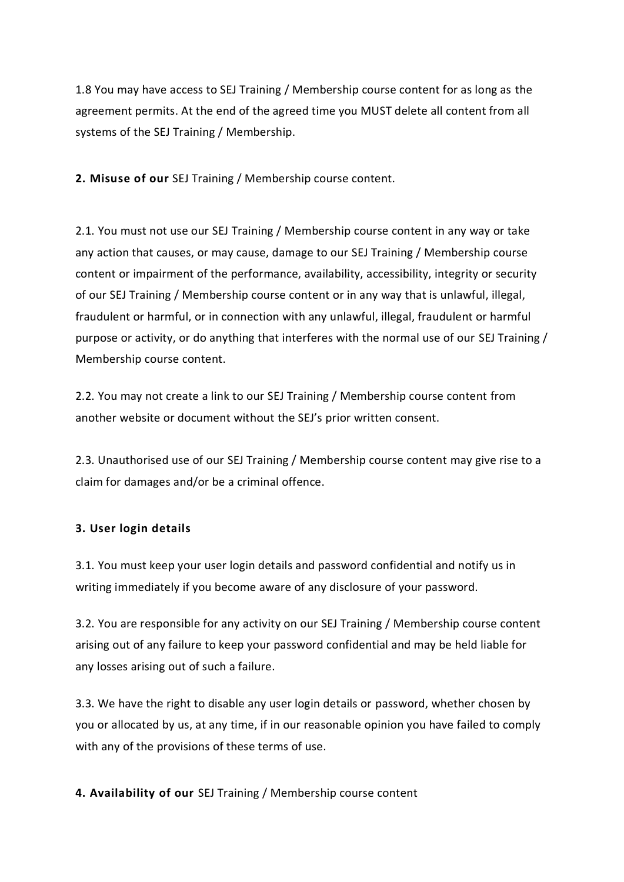1.8 You may have access to SEJ Training / Membership course content for as long as the agreement permits. At the end of the agreed time you MUST delete all content from all systems of the SEJ Training / Membership.

**2. Misuse of our** SEJ Training / Membership course content.

2.1. You must not use our SEJ Training / Membership course content in any way or take any action that causes, or may cause, damage to our SEJ Training / Membership course content or impairment of the performance, availability, accessibility, integrity or security of our SEJ Training / Membership course content or in any way that is unlawful, illegal, fraudulent or harmful, or in connection with any unlawful, illegal, fraudulent or harmful purpose or activity, or do anything that interferes with the normal use of our SEJ Training / Membership course content.

2.2. You may not create a link to our SEJ Training / Membership course content from another website or document without the SEJ's prior written consent.

2.3. Unauthorised use of our SEJ Training / Membership course content may give rise to a claim for damages and/or be a criminal offence.

**3. User login details**

3.1. You must keep your user login details and password confidential and notify us in writing immediately if you become aware of any disclosure of your password.

3.2. You are responsible for any activity on our SEJ Training / Membership course content arising out of any failure to keep your password confidential and may be held liable for any losses arising out of such a failure.

3.3. We have the right to disable any user login details or password, whether chosen by you or allocated by us, at any time, if in our reasonable opinion you have failed to comply with any of the provisions of these terms of use.

**4. Availability of our** SEJ Training / Membership course content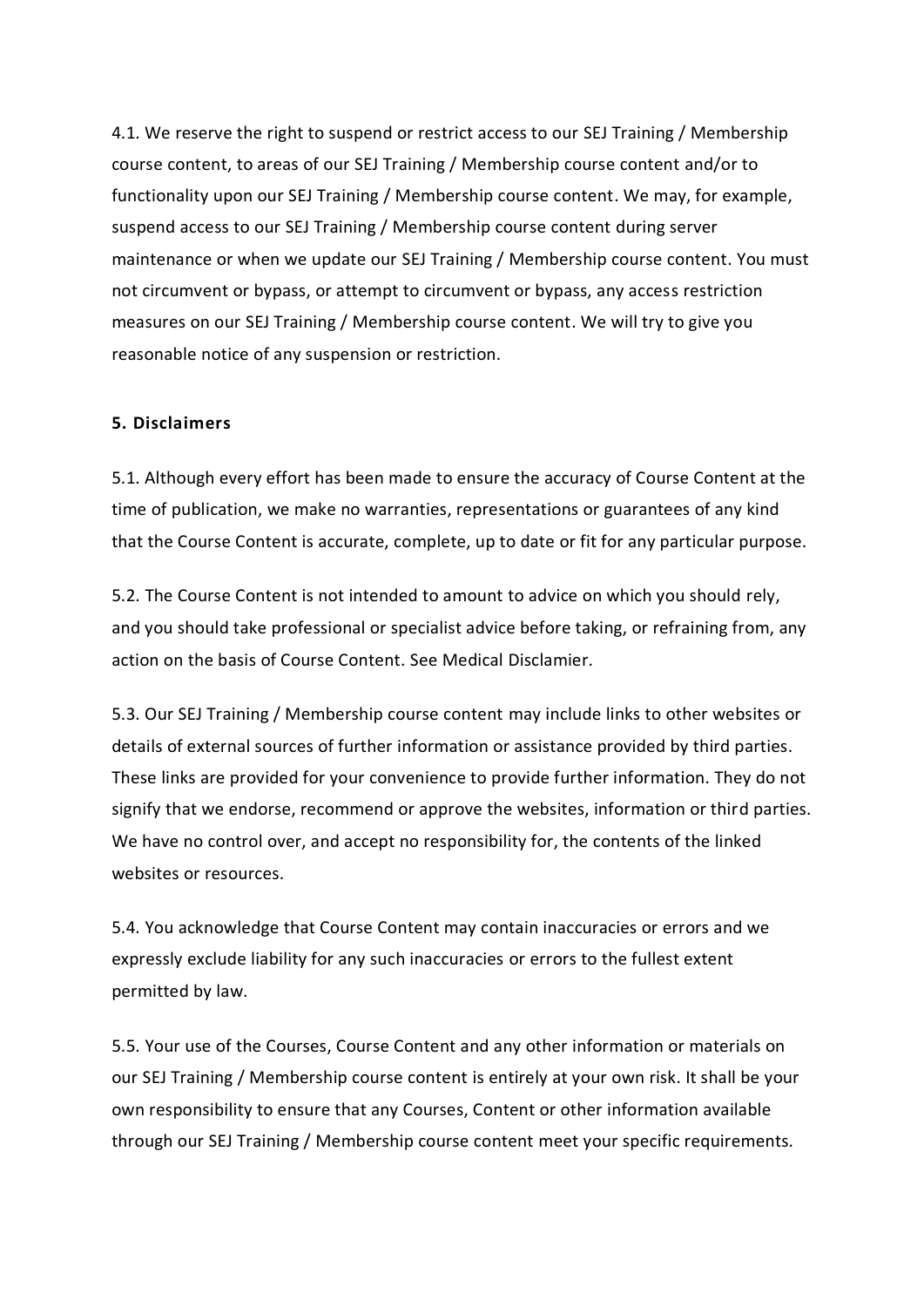4.1. We reserve the right to suspend or restrict access to our SEJ Training / Membership course content, to areas of our SEJ Training / Membership course content and/or to functionality upon our SEJ Training / Membership course content. We may, for example, suspend access to our SEJ Training / Membership course content during server maintenance or when we update our SEJ Training / Membership course content. You must not circumvent or bypass, or attempt to circumvent or bypass, any access restriction measures on our SEJ Training / Membership course content. We will try to give you reasonable notice of any suspension or restriction.

**5. Disclaimers**

5.1. Although every effort has been made to ensure the accuracy of Course Content at the time of publication, we make no warranties, representations or guarantees of any kind that the Course Content is accurate, complete, up to date or fit for any particular purpose.

5.2. The Course Content is not intended to amount to advice on which you should rely, and you should take professional or specialist advice before taking, or refraining from, any action on the basis of Course Content. See Medical Disclamier.

5.3. Our SEJ Training / Membership course content may include links to other websites or details of external sources of further information or assistance provided by third parties. These links are provided for your convenience to provide further information. They do not signify that we endorse, recommend or approve the websites, information or third parties. We have no control over, and accept no responsibility for, the contents of the linked websites or resources.

5.4. You acknowledge that Course Content may contain inaccuracies or errors and we expressly exclude liability for any such inaccuracies or errors to the fullest extent permitted by law.

5.5. Your use of the Courses, Course Content and any other information or materials on our SEJ Training / Membership course content is entirely at your own risk. It shall be your own responsibility to ensure that any Courses, Content or other information available through our SEJ Training / Membership course content meet your specific requirements.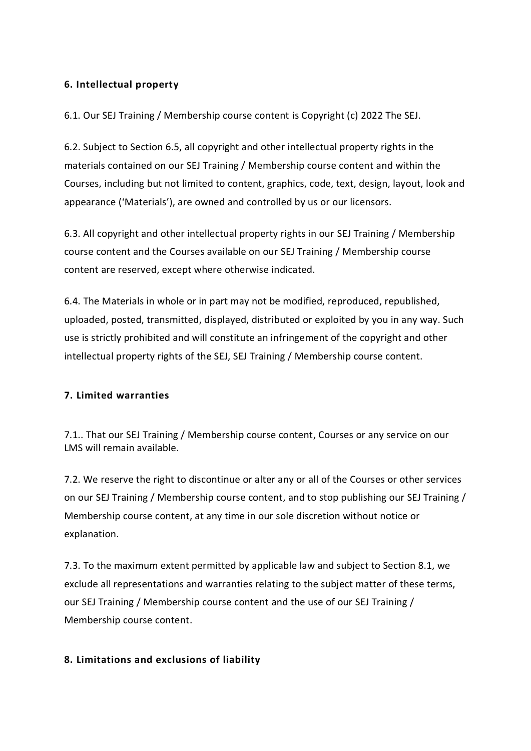**6. Intellectual property**

6.1. Our SEJ Training / Membership course content is Copyright (c) 2022 The SEJ.

6.2. Subject to Section 6.5, all copyright and other intellectual property rights in the materials contained on our SEJ Training / Membership course content and within the Courses, including but not limited to content, graphics, code, text, design, layout, look and appearance ('Materials'), are owned and controlled by us or our licensors.

6.3. All copyright and other intellectual property rights in our SEJ Training / Membership course content and the Courses available on our SEJ Training / Membership course content are reserved, except where otherwise indicated.

6.4. The Materials in whole or in part may not be modified, reproduced, republished, uploaded, posted, transmitted, displayed, distributed or exploited by you in any way. Such use is strictly prohibited and will constitute an infringement of the copyright and other intellectual property rights of the SEJ, SEJ Training / Membership course content.

**7. Limited warranties**

7.1.. That our SEJ Training / Membership course content, Courses or any service on our LMS will remain available.

7.2. We reserve the right to discontinue or alter any or all of the Courses or other services on our SEJ Training / Membership course content, and to stop publishing our SEJ Training / Membership course content, at any time in our sole discretion without notice or explanation.

7.3. To the maximum extent permitted by applicable law and subject to Section 8.1, we exclude all representations and warranties relating to the subject matter of these terms, our SEJ Training / Membership course content and the use of our SEJ Training / Membership course content.

**8. Limitations and exclusions of liability**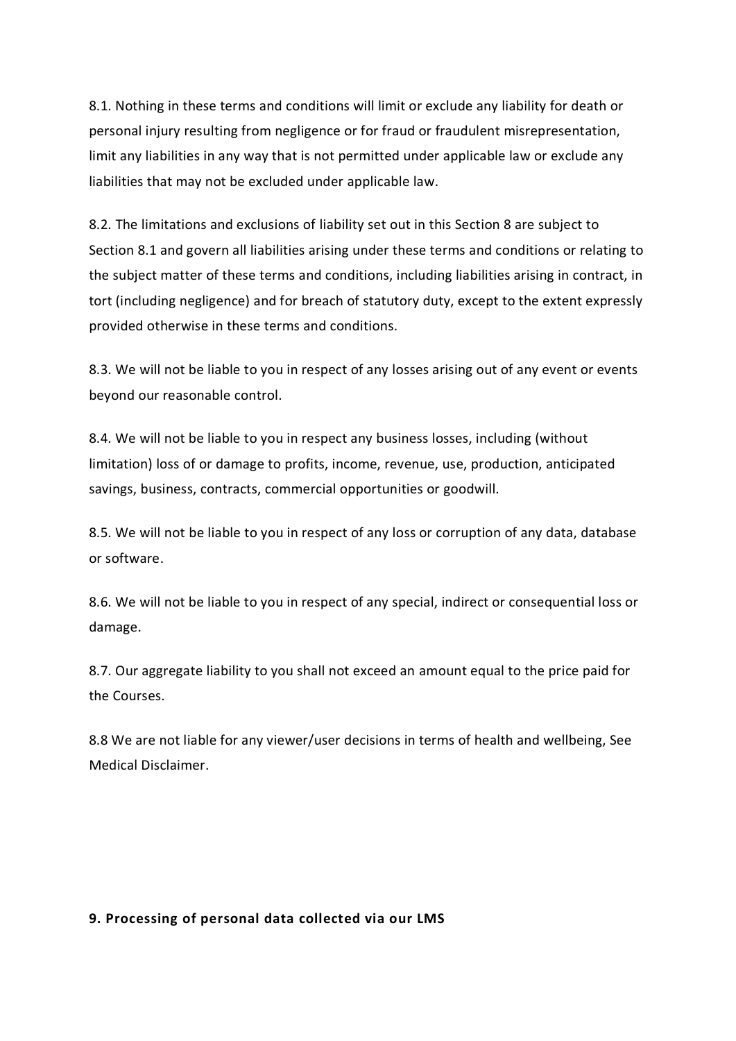8.1. Nothing in these terms and conditions will limit or exclude any liability for death or personal injury resulting from negligence or for fraud or fraudulent misrepresentation, limit any liabilities in any way that is not permitted under applicable law or exclude any liabilities that may not be excluded under applicable law.

8.2. The limitations and exclusions of liability set out in this Section 8 are subject to Section 8.1 and govern all liabilities arising under these terms and conditions or relating to the subject matter of these terms and conditions, including liabilities arising in contract, in tort (including negligence) and for breach of statutory duty, except to the extent expressly provided otherwise in these terms and conditions.

8.3. We will not be liable to you in respect of any losses arising out of any event or events beyond our reasonable control.

8.4. We will not be liable to you in respect any business losses, including (without limitation) loss of or damage to profits, income, revenue, use, production, anticipated savings, business, contracts, commercial opportunities or goodwill.

8.5. We will not be liable to you in respect of any loss or corruption of any data, database or software.

8.6. We will not be liable to you in respect of any special, indirect or consequential loss or damage.

8.7. Our aggregate liability to you shall not exceed an amount equal to the price paid for the Courses.

8.8 We are not liable for any viewer/user decisions in terms of health and wellbeing, See Medical Disclaimer.

**9. Processing of personal data collected via our LMS**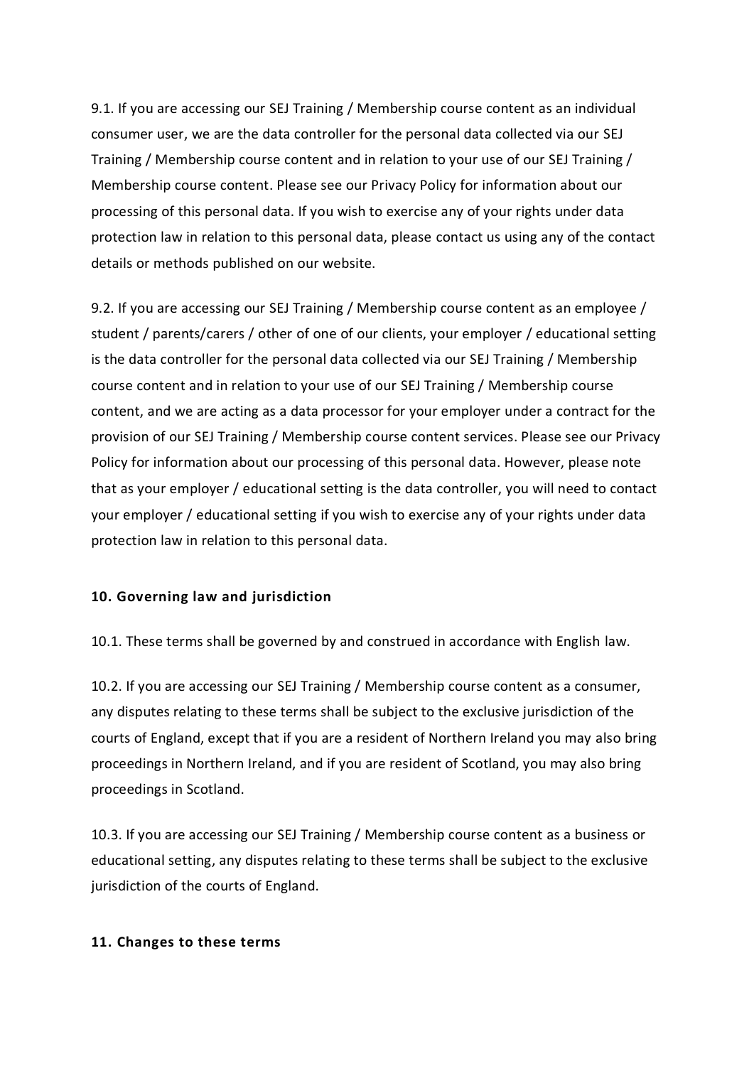9.1. If you are accessing our SEJ Training / Membership course content as an individual consumer user, we are the data controller for the personal data collected via our SEJ Training / Membership course content and in relation to your use of our SEJ Training / Membership course content. Please see our Privacy Policy for information about our processing of this personal data. If you wish to exercise any of your rights under data protection law in relation to this personal data, please contact us using any of the contact details or methods published on our website.

9.2. If you are accessing our SEJ Training / Membership course content as an employee / student / parents/carers / other of one of our clients, your employer / educational setting is the data controller for the personal data collected via our SEJ Training / Membership course content and in relation to your use of our SEJ Training / Membership course content, and we are acting as a data processor for your employer under a contract for the provision of our SEJ Training / Membership course content services. Please see our Privacy Policy for information about our processing of this personal data. However, please note that as your employer / educational setting is the data controller, you will need to contact your employer / educational setting if you wish to exercise any of your rights under data protection law in relation to this personal data.

**10. Governing law and jurisdiction**

10.1. These terms shall be governed by and construed in accordance with English law.

10.2. If you are accessing our SEJ Training / Membership course content as a consumer, any disputes relating to these terms shall be subject to the exclusive jurisdiction of the courts of England, except that if you are a resident of Northern Ireland you may also bring proceedings in Northern Ireland, and if you are resident of Scotland, you may also bring proceedings in Scotland.

10.3. If you are accessing our SEJ Training / Membership course content as a business or educational setting, any disputes relating to these terms shall be subject to the exclusive jurisdiction of the courts of England.

**11. Changes to these terms**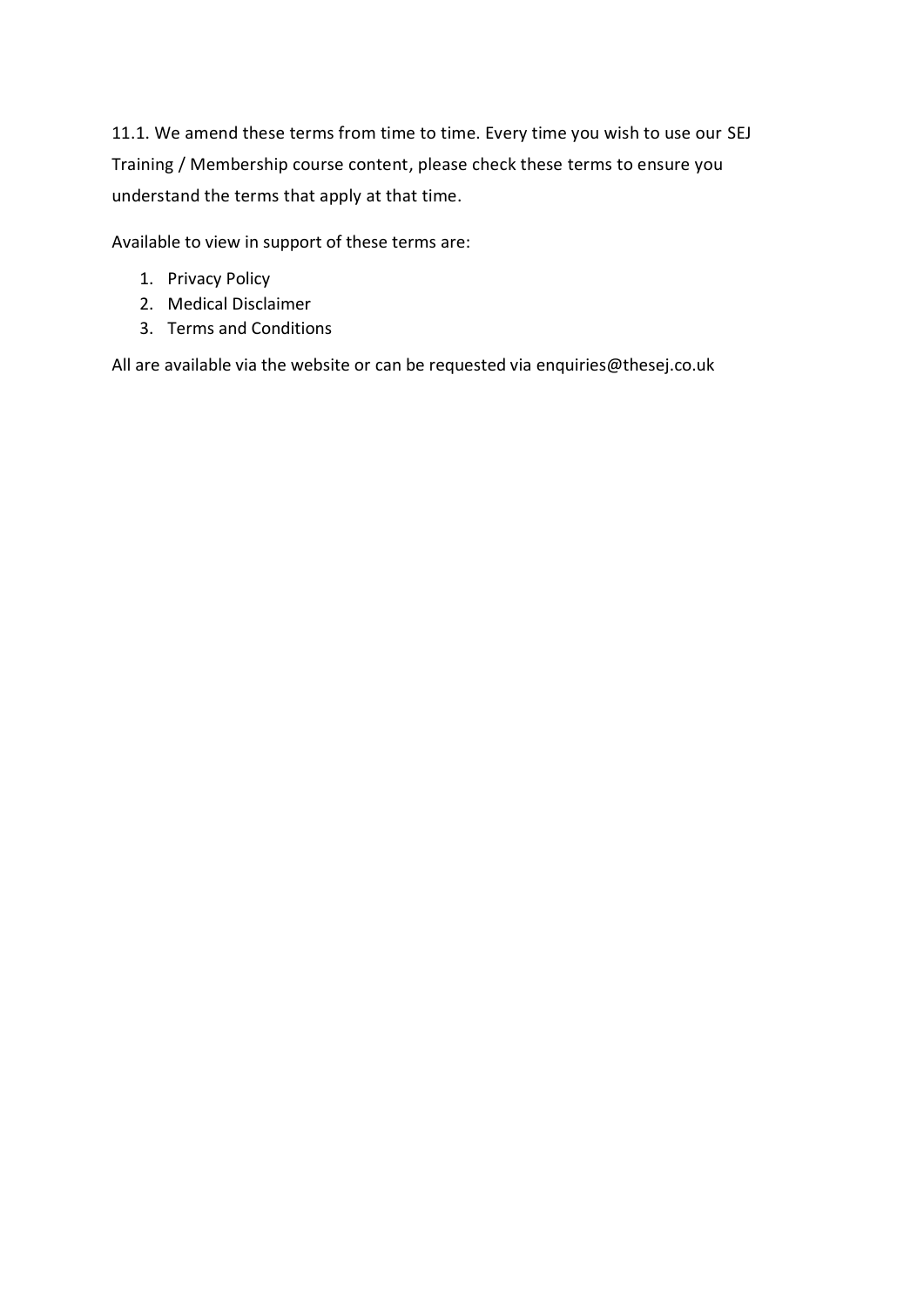11.1. We amend these terms from time to time. Every time you wish to use our SEJ Training / Membership course content, please check these terms to ensure you understand the terms that apply at that time.

Available to view in support of these terms are:

1. Privacy Policy
2. Medical Disclaimer
3. Terms and Conditions

All are available via the website or can be requested via enquiries@thesej.co.uk